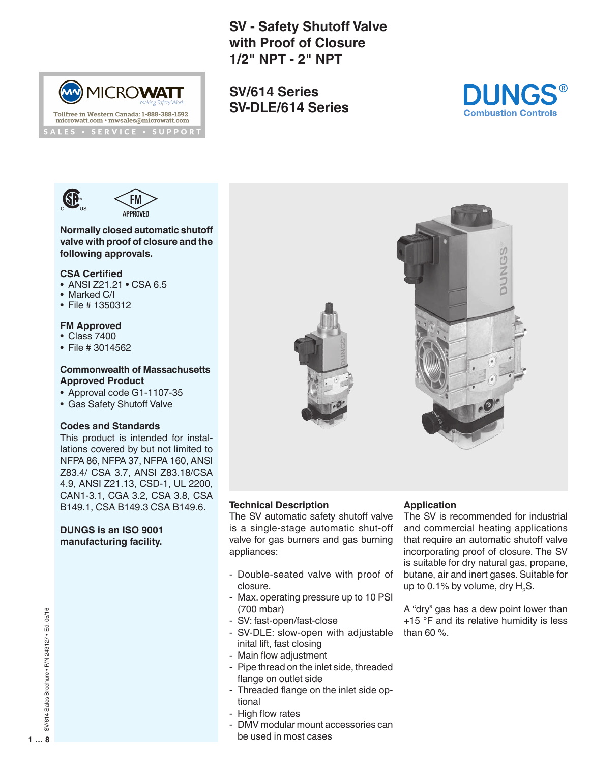# SV - Safety Shutoff Valve with Proof of Closure 1/2" NPT - 2" NPT

## SV/614 Series
## SV-DLE/614 Series

MICROWATT
Making Safety Work
Tollfree in Western Canada: 1-888-388-1592
microwatt.com • mwsales@microwatt.com
SALES • SERVICE • SUPPORT

DUNGS®
Combustion Controls

**Normally closed automatic shutoff valve with proof of closure and the following approvals.**

**CSA Certified**
- ANSI Z21.21 • CSA 6.5
- Marked C/I
- File # 1350312

**FM Approved**
- Class 7400
- File # 3014562

**Commonwealth of Massachusetts Approved Product**
- Approval code G1-1107-35
- Gas Safety Shutoff Valve

**Codes and Standards**

This product is intended for installations covered by but not limited to NFPA 86, NFPA 37, NFPA 160, ANSI Z83.4/ CSA 3.7, ANSI Z83.18/CSA 4.9, ANSI Z21.13, CSD-1, UL 2200, CAN1-3.1, CGA 3.2, CSA 3.8, CSA B149.1, CSA B149.3 CSA B149.6.

**DUNGS is an ISO 9001 manufacturing facility.**

### Technical Description

The SV automatic safety shutoff valve is a single-stage automatic shut-off valve for gas burners and gas burning appliances:

- Double-seated valve with proof of closure.
- Max. operating pressure up to 10 PSI (700 mbar)
- SV: fast-open/fast-close
- SV-DLE: slow-open with adjustable inital lift, fast closing
- Main flow adjustment
- Pipe thread on the inlet side, threaded flange on outlet side
- Threaded flange on the inlet side optional
- High flow rates
- DMV modular mount accessories can be used in most cases

### Application

The SV is recommended for industrial and commercial heating applications that require an automatic shutoff valve incorporating proof of closure. The SV is suitable for dry natural gas, propane, butane, air and inert gases. Suitable for up to 0.1% by volume, dry $H_2S$.

A "dry" gas has a dew point lower than +15 °F and its relative humidity is less than 60 %.

SV/614 Sales Brochure • P/N 243127 • Ed. 05/16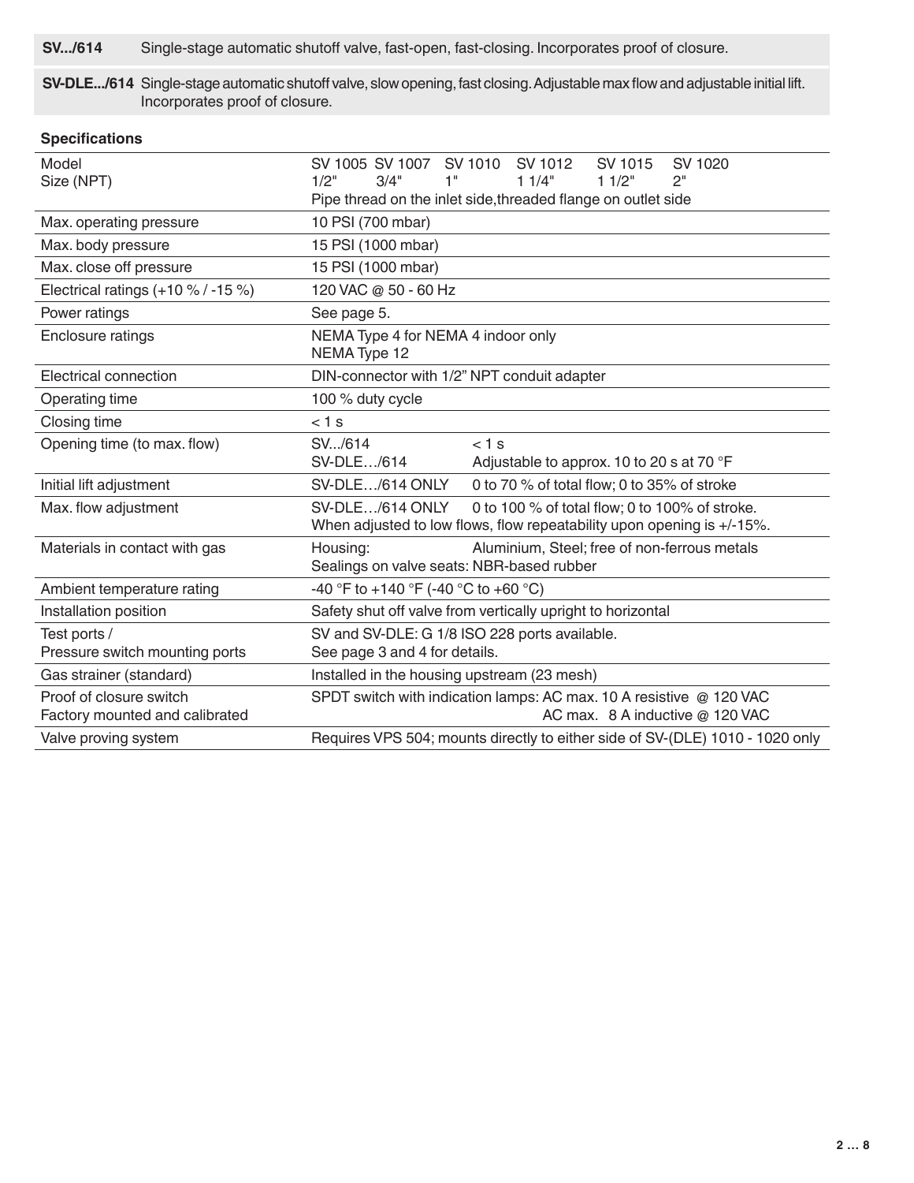| **SV.../614** | Single-stage automatic shutoff valve, fast-open, fast-closing. Incorporates proof of closure. |
|---|---|
| **SV-DLE.../614** | Single-stage automatic shutoff valve, slow opening, fast closing. Adjustable max flow and adjustable initial lift. Incorporates proof of closure. |

**Specifications**

| | |
|---|---|
| Model<br>Size (NPT) | SV 1005 SV 1007 SV 1010 SV 1012 SV 1015 SV 1020<br>1/2" 3/4" 1" 1 1/4" 1 1/2" 2"<br>Pipe thread on the inlet side,threaded flange on outlet side |
| Max. operating pressure | 10 PSI (700 mbar) |
| Max. body pressure | 15 PSI (1000 mbar) |
| Max. close off pressure | 15 PSI (1000 mbar) |
| Electrical ratings (+10 % / -15 %) | 120 VAC @ 50 - 60 Hz |
| Power ratings | See page 5. |
| Enclosure ratings | NEMA Type 4 for NEMA 4 indoor only<br>NEMA Type 12 |
| Electrical connection | DIN-connector with 1/2" NPT conduit adapter |
| Operating time | 100 % duty cycle |
| Closing time | < 1 s |
| Opening time (to max. flow) | SV.../614 < 1 s<br>SV-DLE…/614 Adjustable to approx. 10 to 20 s at 70 °F |
| Initial lift adjustment | SV-DLE…/614 ONLY 0 to 70 % of total flow; 0 to 35% of stroke |
| Max. flow adjustment | SV-DLE…/614 ONLY 0 to 100 % of total flow; 0 to 100% of stroke.<br>When adjusted to low flows, flow repeatability upon opening is +/-15%. |
| Materials in contact with gas | Housing: Aluminium, Steel; free of non-ferrous metals<br>Sealings on valve seats: NBR-based rubber |
| Ambient temperature rating | -40 °F to +140 °F (-40 °C to +60 °C) |
| Installation position | Safety shut off valve from vertically upright to horizontal |
| Test ports /<br>Pressure switch mounting ports | SV and SV-DLE: G 1/8 ISO 228 ports available.<br>See page 3 and 4 for details. |
| Gas strainer (standard) | Installed in the housing upstream (23 mesh) |
| Proof of closure switch<br>Factory mounted and calibrated | SPDT switch with indication lamps: AC max. 10 A resistive @ 120 VAC<br>AC max. 8 A inductive @ 120 VAC |
| Valve proving system | Requires VPS 504; mounts directly to either side of SV-(DLE) 1010 - 1020 only |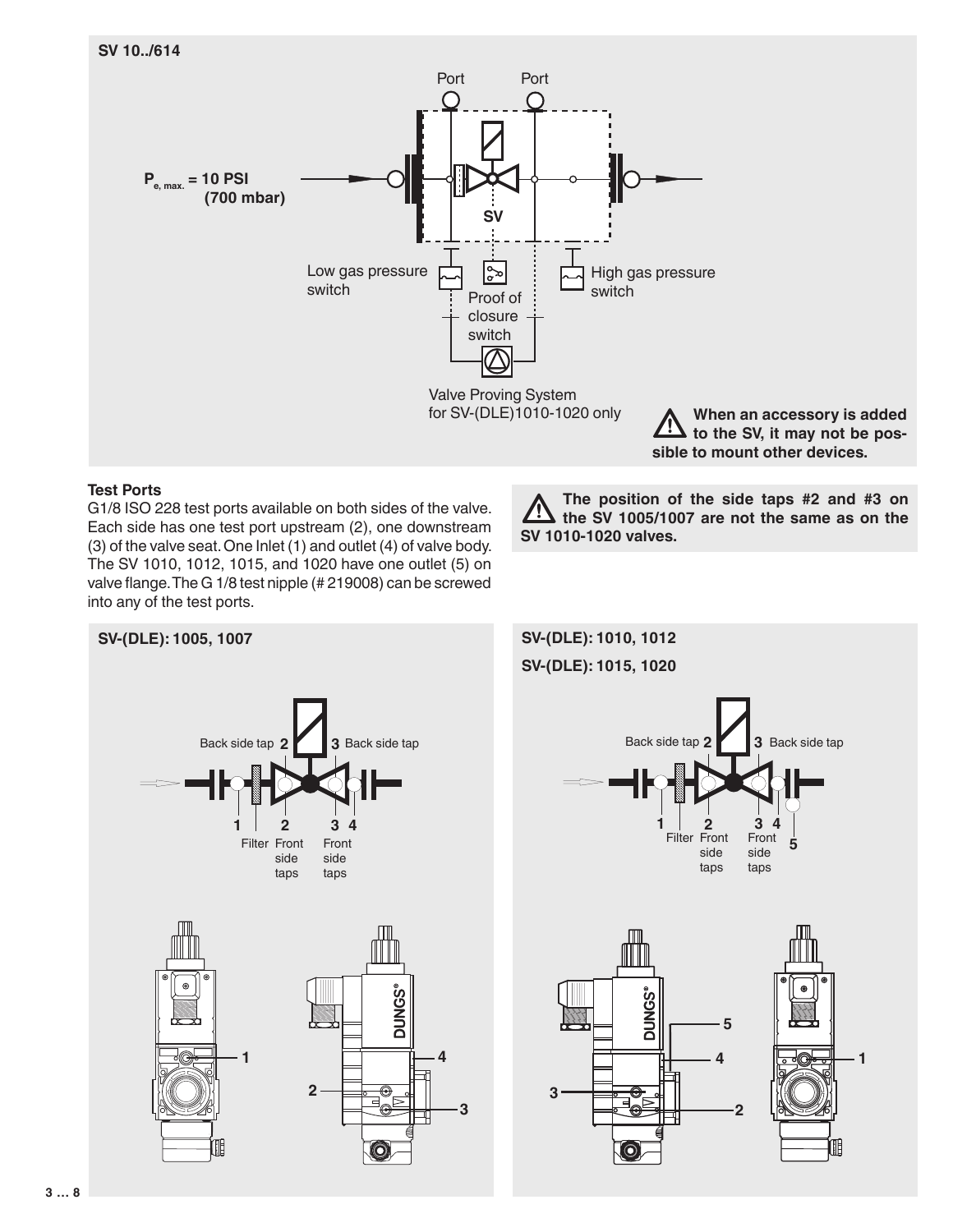## SV 10../614

$P_{e,\,max.}$ = 10 PSI (700 mbar)

Port | Port

SV

Low gas pressure switch

Proof of closure switch

High gas pressure switch

Valve Proving System for SV-(DLE)1010-1020 only

⚠ **When an accessory is added to the SV, it may not be possible to mount other devices.**

### Test Ports

G1/8 ISO 228 test ports available on both sides of the valve. Each side has one test port upstream (2), one downstream (3) of the valve seat. One Inlet (1) and outlet (4) of valve body. The SV 1010, 1012, 1015, and 1020 have one outlet (5) on valve flange. The G 1/8 test nipple (# 219008) can be screwed into any of the test ports.

⚠ **The position of the side taps #2 and #3 on the SV 1005/1007 are not the same as on the SV 1010-1020 valves.**

### SV-(DLE): 1005, 1007

Back side tap 2 | 3 Back side tap

1 | Filter | 2 Front side taps | 3 4 Front side taps

### SV-(DLE): 1010, 1012
### SV-(DLE): 1015, 1020

Back side tap 2 | 3 Back side tap

1 | Filter | 2 Front side taps | 3 4 Front side taps | 5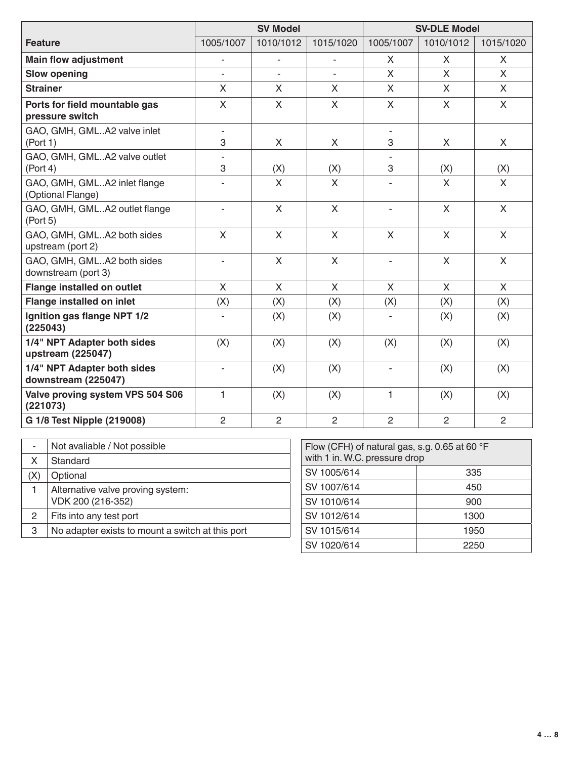| Feature | SV Model | | | SV-DLE Model | | |
|---|---|---|---|---|---|---|
| | 1005/1007 | 1010/1012 | 1015/1020 | 1005/1007 | 1010/1012 | 1015/1020 |
| **Main flow adjustment** | - | - | - | X | X | X |
| **Slow opening** | - | - | - | X | X | X |
| **Strainer** | X | X | X | X | X | X |
| **Ports for field mountable gas pressure switch** | X | X | X | X | X | X |
| GAO, GMH, GML..A2 valve inlet (Port 1) | - 3 | X | X | - 3 | X | X |
| GAO, GMH, GML..A2 valve outlet (Port 4) | - 3 | (X) | (X) | - 3 | (X) | (X) |
| GAO, GMH, GML..A2 inlet flange (Optional Flange) | - | X | X | - | X | X |
| GAO, GMH, GML..A2 outlet flange (Port 5) | - | X | X | - | X | X |
| GAO, GMH, GML..A2 both sides upstream (port 2) | X | X | X | X | X | X |
| GAO, GMH, GML..A2 both sides downstream (port 3) | - | X | X | - | X | X |
| **Flange installed on outlet** | X | X | X | X | X | X |
| **Flange installed on inlet** | (X) | (X) | (X) | (X) | (X) | (X) |
| **Ignition gas flange NPT 1/2 (225043)** | - | (X) | (X) | - | (X) | (X) |
| **1/4" NPT Adapter both sides upstream (225047)** | (X) | (X) | (X) | (X) | (X) | (X) |
| **1/4" NPT Adapter both sides downstream (225047)** | - | (X) | (X) | - | (X) | (X) |
| **Valve proving system VPS 504 S06 (221073)** | 1 | (X) | (X) | 1 | (X) | (X) |
| **G 1/8 Test Nipple (219008)** | 2 | 2 | 2 | 2 | 2 | 2 |

| | |
|---|---|
| - | Not avaliable / Not possible |
| X | Standard |
| (X) | Optional |
| 1 | Alternative valve proving system: VDK 200 (216-352) |
| 2 | Fits into any test port |
| 3 | No adapter exists to mount a switch at this port |

| Flow (CFH) of natural gas, s.g. 0.65 at 60 °F with 1 in. W.C. pressure drop | |
|---|---|
| SV 1005/614 | 335 |
| SV 1007/614 | 450 |
| SV 1010/614 | 900 |
| SV 1012/614 | 1300 |
| SV 1015/614 | 1950 |
| SV 1020/614 | 2250 |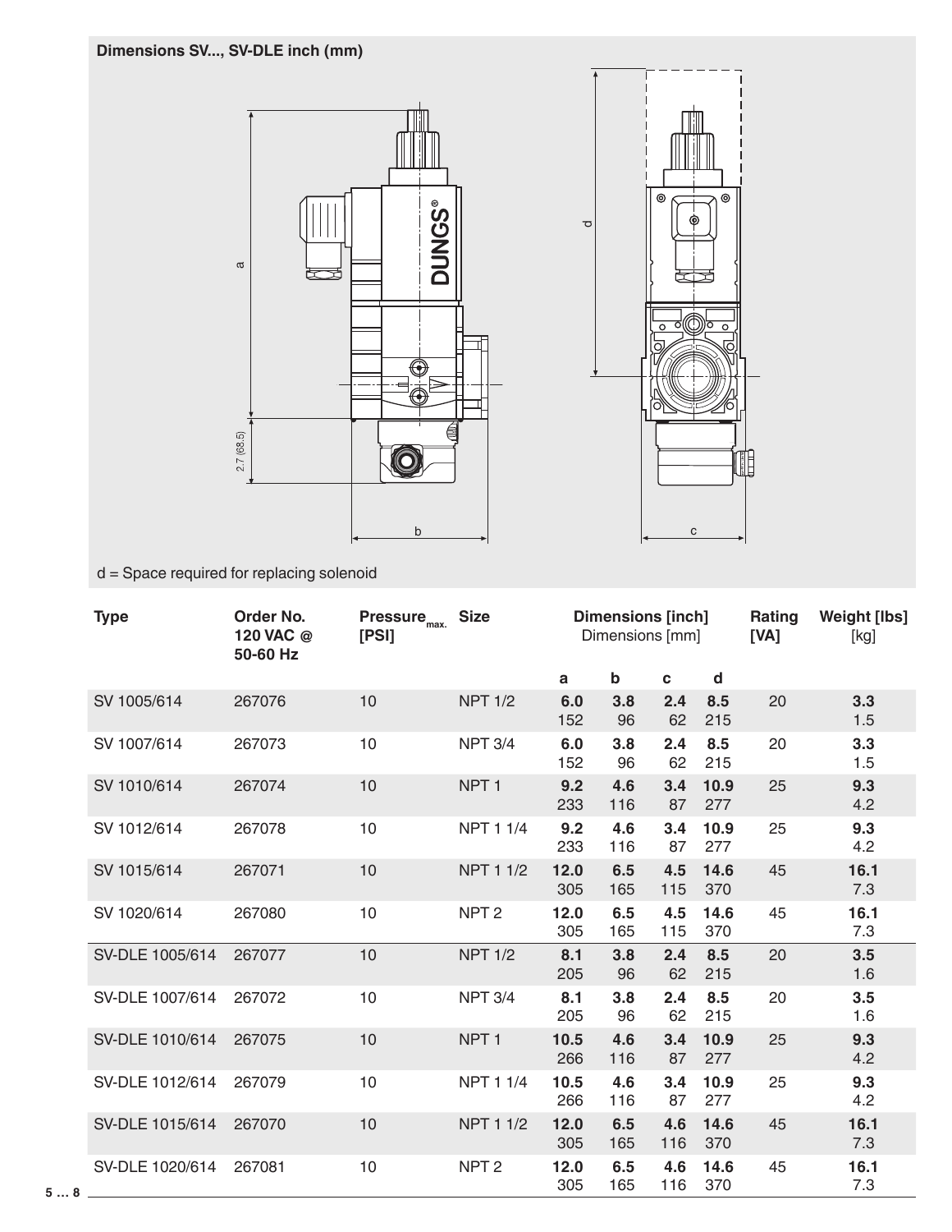**Dimensions SV..., SV-DLE inch (mm)**

d = Space required for replacing solenoid

| Type | Order No. 120 VAC @ 50-60 Hz | Pressure$_{max.}$ [PSI] | Size | Dimensions [inch] Dimensions [mm] | | | | Rating [VA] | Weight [lbs] [kg] |
|---|---|---|---|---|---|---|---|---|---|
| | | | | a | b | c | d | | |
| SV 1005/614 | 267076 | 10 | NPT 1/2 | **6.0** 152 | **3.8** 96 | **2.4** 62 | **8.5** 215 | 20 | **3.3** 1.5 |
| SV 1007/614 | 267073 | 10 | NPT 3/4 | **6.0** 152 | **3.8** 96 | **2.4** 62 | **8.5** 215 | 20 | **3.3** 1.5 |
| SV 1010/614 | 267074 | 10 | NPT 1 | **9.2** 233 | **4.6** 116 | **3.4** 87 | **10.9** 277 | 25 | **9.3** 4.2 |
| SV 1012/614 | 267078 | 10 | NPT 1 1/4 | **9.2** 233 | **4.6** 116 | **3.4** 87 | **10.9** 277 | 25 | **9.3** 4.2 |
| SV 1015/614 | 267071 | 10 | NPT 1 1/2 | **12.0** 305 | **6.5** 165 | **4.5** 115 | **14.6** 370 | 45 | **16.1** 7.3 |
| SV 1020/614 | 267080 | 10 | NPT 2 | **12.0** 305 | **6.5** 165 | **4.5** 115 | **14.6** 370 | 45 | **16.1** 7.3 |
| SV-DLE 1005/614 | 267077 | 10 | NPT 1/2 | **8.1** 205 | **3.8** 96 | **2.4** 62 | **8.5** 215 | 20 | **3.5** 1.6 |
| SV-DLE 1007/614 | 267072 | 10 | NPT 3/4 | **8.1** 205 | **3.8** 96 | **2.4** 62 | **8.5** 215 | 20 | **3.5** 1.6 |
| SV-DLE 1010/614 | 267075 | 10 | NPT 1 | **10.5** 266 | **4.6** 116 | **3.4** 87 | **10.9** 277 | 25 | **9.3** 4.2 |
| SV-DLE 1012/614 | 267079 | 10 | NPT 1 1/4 | **10.5** 266 | **4.6** 116 | **3.4** 87 | **10.9** 277 | 25 | **9.3** 4.2 |
| SV-DLE 1015/614 | 267070 | 10 | NPT 1 1/2 | **12.0** 305 | **6.5** 165 | **4.6** 116 | **14.6** 370 | 45 | **16.1** 7.3 |
| SV-DLE 1020/614 | 267081 | 10 | NPT 2 | **12.0** 305 | **6.5** 165 | **4.6** 116 | **14.6** 370 | 45 | **16.1** 7.3 |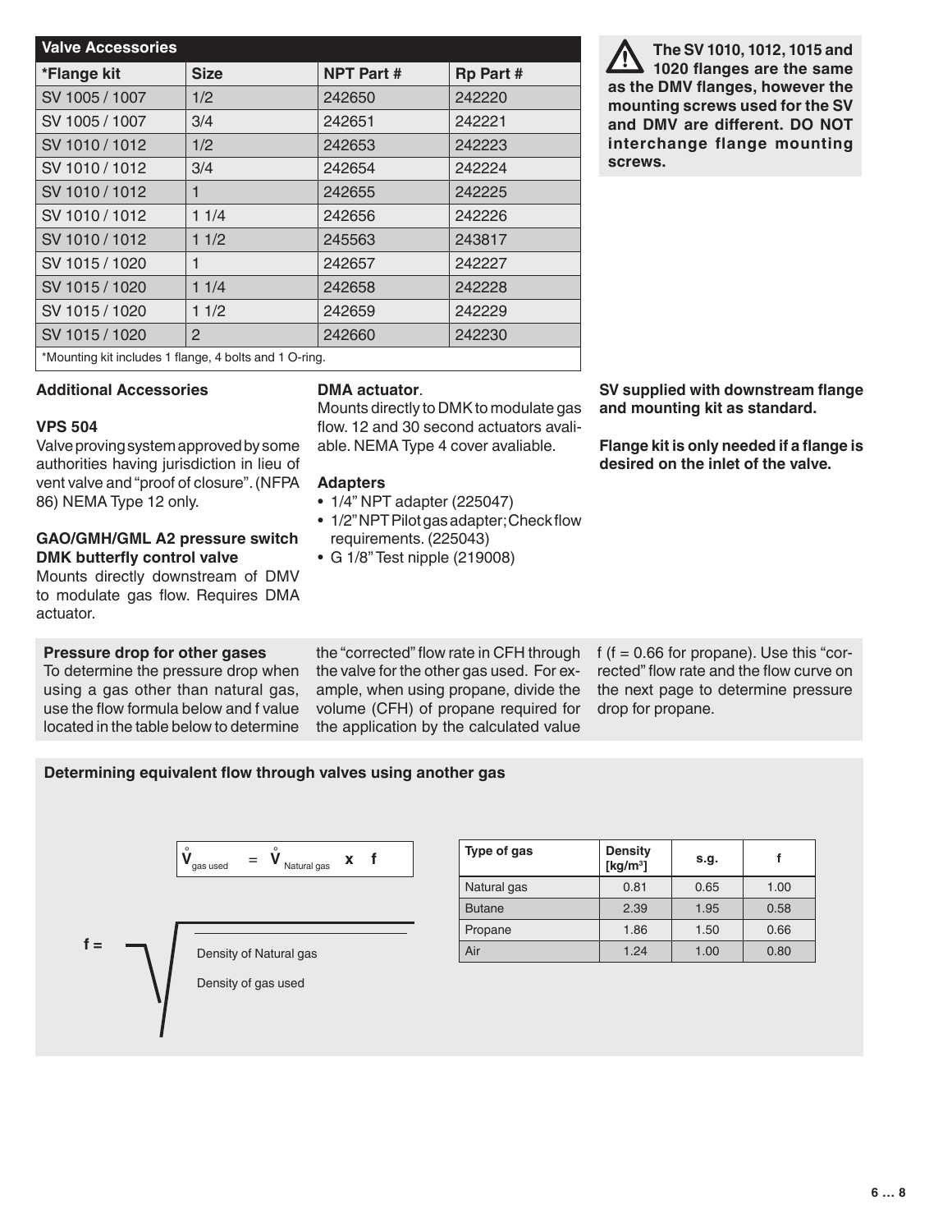## Valve Accessories

| *Flange kit | Size | NPT Part # | Rp Part # |
|---|---|---|---|
| SV 1005 / 1007 | 1/2 | 242650 | 242220 |
| SV 1005 / 1007 | 3/4 | 242651 | 242221 |
| SV 1010 / 1012 | 1/2 | 242653 | 242223 |
| SV 1010 / 1012 | 3/4 | 242654 | 242224 |
| SV 1010 / 1012 | 1 | 242655 | 242225 |
| SV 1010 / 1012 | 1 1/4 | 242656 | 242226 |
| SV 1010 / 1012 | 1 1/2 | 245563 | 243817 |
| SV 1015 / 1020 | 1 | 242657 | 242227 |
| SV 1015 / 1020 | 1 1/4 | 242658 | 242228 |
| SV 1015 / 1020 | 1 1/2 | 242659 | 242229 |
| SV 1015 / 1020 | 2 | 242660 | 242230 |

*Mounting kit includes 1 flange, 4 bolts and 1 O-ring.

**⚠ The SV 1010, 1012, 1015 and 1020 flanges are the same as the DMV flanges, however the mounting screws used for the SV and DMV are different. DO NOT interchange flange mounting screws.**

### Additional Accessories

**VPS 504**
Valve proving system approved by some authorities having jurisdiction in lieu of vent valve and "proof of closure". (NFPA 86) NEMA Type 12 only.

**GAO/GMH/GML A2 pressure switch**
**DMK butterfly control valve**
Mounts directly downstream of DMV to modulate gas flow. Requires DMA actuator.

**DMA actuator**.
Mounts directly to DMK to modulate gas flow. 12 and 30 second actuators available. NEMA Type 4 cover avaliable.

**Adapters**
- 1/4" NPT adapter (225047)
- 1/2" NPT Pilot gas adapter; Check flow requirements. (225043)
- G 1/8" Test nipple (219008)

**SV supplied with downstream flange and mounting kit as standard.**

**Flange kit is only needed if a flange is desired on the inlet of the valve.**

### Pressure drop for other gases

To determine the pressure drop when using a gas other than natural gas, use the flow formula below and f value located in the table below to determine the "corrected" flow rate in CFH through the valve for the other gas used. For example, when using propane, divide the volume (CFH) of propane required for the application by the calculated value f (f = 0.66 for propane). Use this "corrected" flow rate and the flow curve on the next page to determine pressure drop for propane.

### Determining equivalent flow through valves using another gas

$$\mathring{V}_{\text{gas used}} = \mathring{V}_{\text{Natural gas}} \times f$$

$$f = \sqrt{\frac{\text{Density of Natural gas}}{\text{Density of gas used}}}$$

| Type of gas | Density [kg/m³] | s.g. | f |
|---|---|---|---|
| Natural gas | 0.81 | 0.65 | 1.00 |
| Butane | 2.39 | 1.95 | 0.58 |
| Propane | 1.86 | 1.50 | 0.66 |
| Air | 1.24 | 1.00 | 0.80 |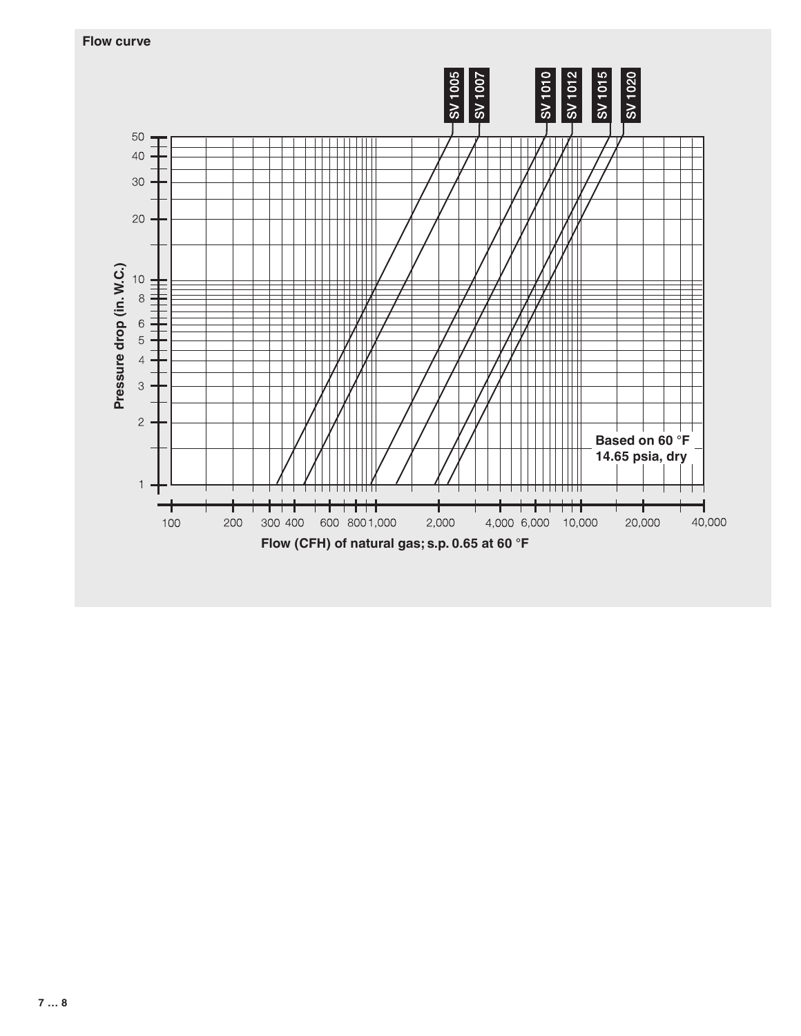**Flow curve**

SV 1005 | SV 1007 | SV 1010 | SV 1012 | SV 1015 | SV 1020

Pressure drop (in. W.C.)

50, 40, 30, 20, 10, 8, 6, 5, 4, 3, 2, 1

Based on 60 °F
14.65 psia, dry

100, 200, 300, 400, 600, 800, 1,000, 2,000, 4,000, 6,000, 10,000, 20,000, 40,000

**Flow (CFH) of natural gas; s.p. 0.65 at 60 °F**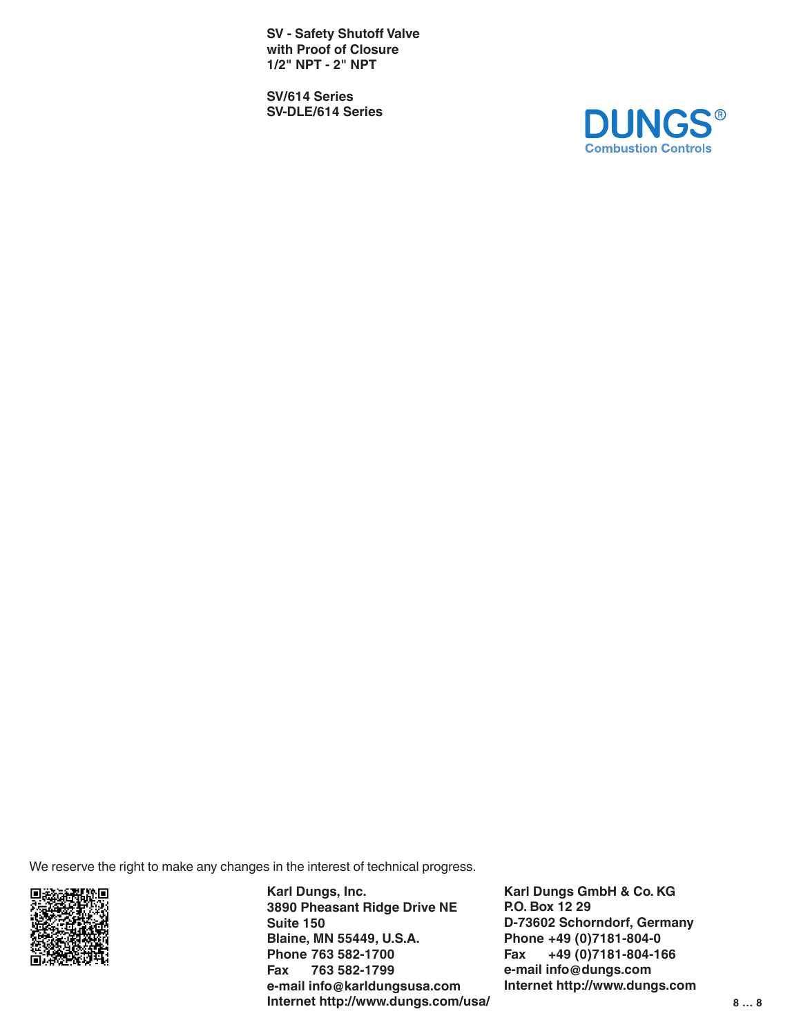**SV - Safety Shutoff Valve**
**with Proof of Closure**
**1/2" NPT - 2" NPT**

**SV/614 Series**
**SV-DLE/614 Series**

**DUNGS®**
**Combustion Controls**

We reserve the right to make any changes in the interest of technical progress.

**Karl Dungs, Inc.**
**3890 Pheasant Ridge Drive NE**
**Suite 150**
**Blaine, MN 55449, U.S.A.**
**Phone 763 582-1700**
**Fax 763 582-1799**
**e-mail info@karldungsusa.com**
**Internet http://www.dungs.com/usa/**

**Karl Dungs GmbH & Co. KG**
**P.O. Box 12 29**
**D-73602 Schorndorf, Germany**
**Phone +49 (0)7181-804-0**
**Fax +49 (0)7181-804-166**
**e-mail info@dungs.com**
**Internet http://www.dungs.com**